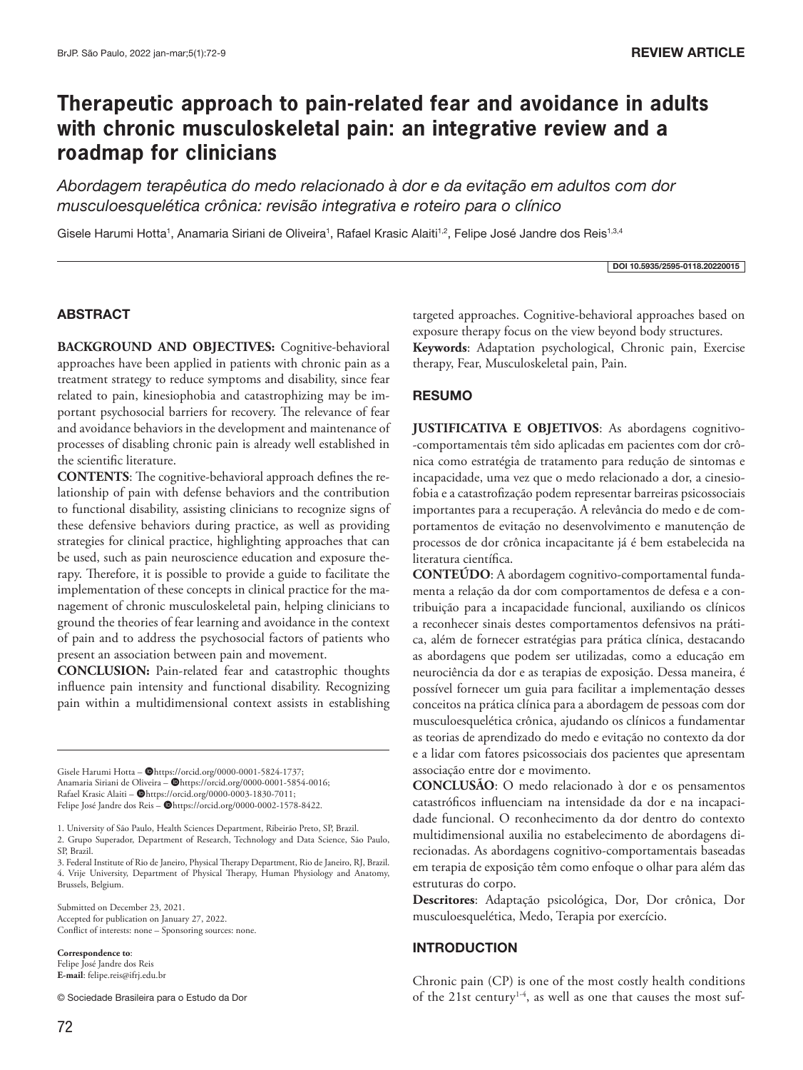REVIEW ARTICLE

# Therapeutic approach to pain-related fear and avoidance in adults with chronic musculoskeletal pain: an integrative review and a roadmap for clinicians

*Abordagem terapêutica do medo relacionado à dor e da evitação em adultos com dor musculoesquelética crônica: revisão integrativa e roteiro para o clínico*

Gisele Harumi Hotta[1], Anamaria Siriani de Oliveira[1], Rafael Krasic Alaiti[1,2], Felipe José Jandre dos Reis[1,3,4]

DOI 10.5935/2595-0118.20220015

## ABSTRACT

**BACKGROUND AND OBJECTIVES:** Cognitive-behavioral approaches have been applied in patients with chronic pain as a treatment strategy to reduce symptoms and disability, since fear related to pain, kinesiophobia and catastrophizing may be important psychosocial barriers for recovery. The relevance of fear and avoidance behaviors in the development and maintenance of processes of disabling chronic pain is already well established in the scientific literature.

**CONTENTS**: The cognitive-behavioral approach defines the relationship of pain with defense behaviors and the contribution to functional disability, assisting clinicians to recognize signs of these defensive behaviors during practice, as well as providing strategies for clinical practice, highlighting approaches that can be used, such as pain neuroscience education and exposure therapy. Therefore, it is possible to provide a guide to facilitate the implementation of these concepts in clinical practice for the management of chronic musculoskeletal pain, helping clinicians to ground the theories of fear learning and avoidance in the context of pain and to address the psychosocial factors of patients who present an association between pain and movement.

**CONCLUSION:** Pain-related fear and catastrophic thoughts influence pain intensity and functional disability. Recognizing pain within a multidimensional context assists in establishing targeted approaches. Cognitive-behavioral approaches based on exposure therapy focus on the view beyond body structures.

**Keywords**: Adaptation psychological, Chronic pain, Exercise therapy, Fear, Musculoskeletal pain, Pain.

## RESUMO

**JUSTIFICATIVA E OBJETIVOS**: As abordagens cognitivo-comportamentais têm sido aplicadas em pacientes com dor crônica como estratégia de tratamento para redução de sintomas e incapacidade, uma vez que o medo relacionado a dor, a cinesiofobia e a catastrofização podem representar barreiras psicossociais importantes para a recuperação. A relevância do medo e de comportamentos de evitação no desenvolvimento e manutenção de processos de dor crônica incapacitante já é bem estabelecida na literatura científica.

**CONTEÚDO**: A abordagem cognitivo-comportamental fundamenta a relação da dor com comportamentos de defesa e a contribuição para a incapacidade funcional, auxiliando os clínicos a reconhecer sinais destes comportamentos defensivos na prática, além de fornecer estratégias para prática clínica, destacando as abordagens que podem ser utilizadas, como a educação em neurociência da dor e as terapias de exposição. Dessa maneira, é possível fornecer um guia para facilitar a implementação desses conceitos na prática clínica para a abordagem de pessoas com dor musculoesquelética crônica, ajudando os clínicos a fundamentar as teorias de aprendizado do medo e evitação no contexto da dor e a lidar com fatores psicossociais dos pacientes que apresentam associação entre dor e movimento.

**CONCLUSÃO**: O medo relacionado à dor e os pensamentos catastróficos influenciam na intensidade da dor e na incapacidade funcional. O reconhecimento da dor dentro do contexto multidimensional auxilia no estabelecimento de abordagens direcionadas. As abordagens cognitivo-comportamentais baseadas em terapia de exposição têm como enfoque o olhar para além das estruturas do corpo.

**Descritores**: Adaptação psicológica, Dor, Dor crônica, Dor musculoesquelética, Medo, Terapia por exercício.

## INTRODUCTION

Chronic pain (CP) is one of the most costly health conditions of the 21st century[1-4], as well as one that causes the most suf-

---

Gisele Harumi Hotta – https://orcid.org/0000-0001-5824-1737;
Anamaria Siriani de Oliveira – https://orcid.org/0000-0001-5854-0016;
Rafael Krasic Alaiti – https://orcid.org/0000-0003-1830-7011;
Felipe José Jandre dos Reis – https://orcid.org/0000-0002-1578-8422.

1. University of São Paulo, Health Sciences Department, Ribeirão Preto, SP, Brazil.
2. Grupo Superador, Department of Research, Technology and Data Science, São Paulo, SP, Brazil.
3. Federal Institute of Rio de Janeiro, Physical Therapy Department, Rio de Janeiro, RJ, Brazil.
4. Vrije University, Department of Physical Therapy, Human Physiology and Anatomy, Brussels, Belgium.

Submitted on December 23, 2021.
Accepted for publication on January 27, 2022.
Conflict of interests: none – Sponsoring sources: none.

**Correspondence to**:
Felipe José Jandre dos Reis
**E-mail**: felipe.reis@ifrj.edu.br

© Sociedade Brasileira para o Estudo da Dor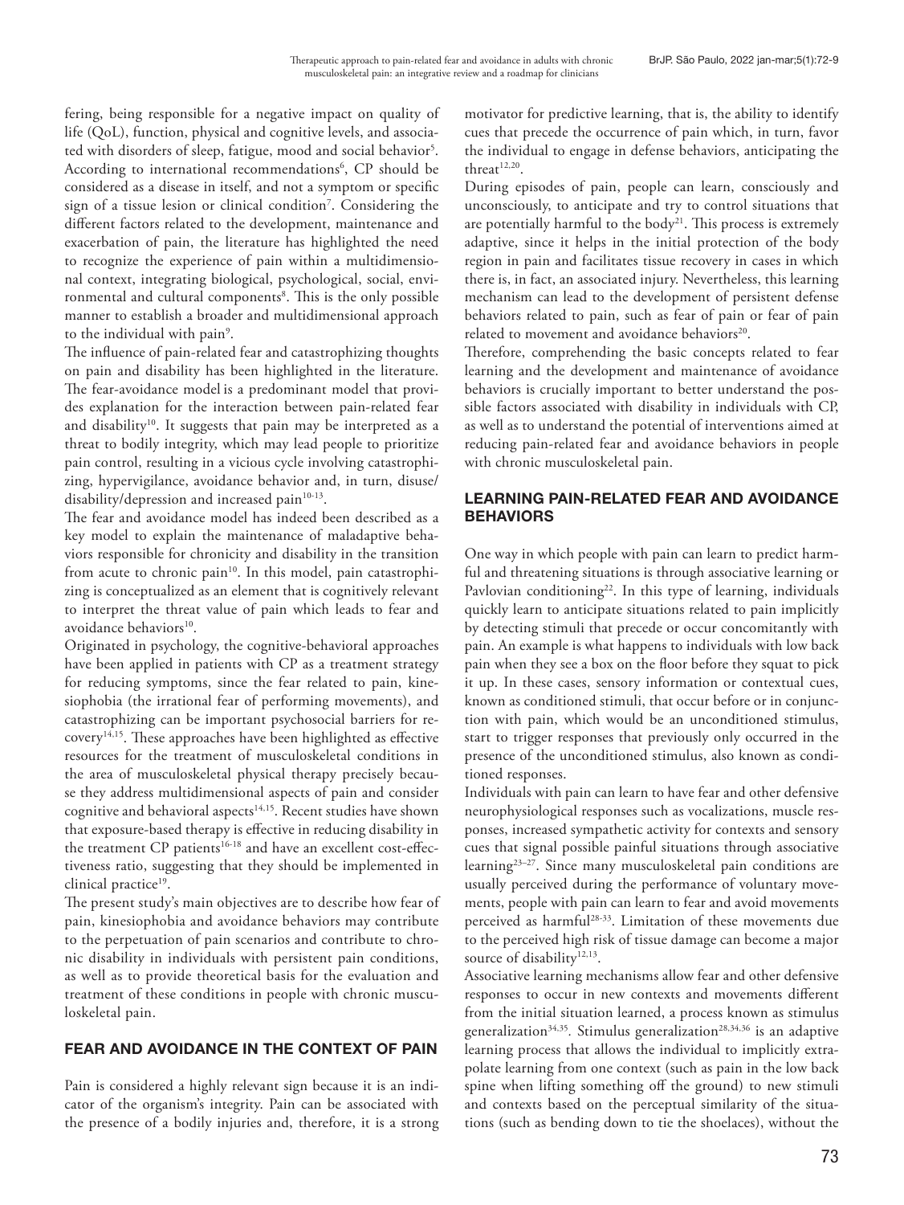fering, being responsible for a negative impact on quality of life (QoL), function, physical and cognitive levels, and associated with disorders of sleep, fatigue, mood and social behavior[5]. According to international recommendations[6], CP should be considered as a disease in itself, and not a symptom or specific sign of a tissue lesion or clinical condition[7]. Considering the different factors related to the development, maintenance and exacerbation of pain, the literature has highlighted the need to recognize the experience of pain within a multidimensional context, integrating biological, psychological, social, environmental and cultural components[8]. This is the only possible manner to establish a broader and multidimensional approach to the individual with pain[9].

The influence of pain-related fear and catastrophizing thoughts on pain and disability has been highlighted in the literature. The fear-avoidance model is a predominant model that provides explanation for the interaction between pain-related fear and disability[10]. It suggests that pain may be interpreted as a threat to bodily integrity, which may lead people to prioritize pain control, resulting in a vicious cycle involving catastrophizing, hypervigilance, avoidance behavior and, in turn, disuse/disability/depression and increased pain[10-13].

The fear and avoidance model has indeed been described as a key model to explain the maintenance of maladaptive behaviors responsible for chronicity and disability in the transition from acute to chronic pain[10]. In this model, pain catastrophizing is conceptualized as an element that is cognitively relevant to interpret the threat value of pain which leads to fear and avoidance behaviors[10].

Originated in psychology, the cognitive-behavioral approaches have been applied in patients with CP as a treatment strategy for reducing symptoms, since the fear related to pain, kinesiophobia (the irrational fear of performing movements), and catastrophizing can be important psychosocial barriers for recovery[14,15]. These approaches have been highlighted as effective resources for the treatment of musculoskeletal conditions in the area of musculoskeletal physical therapy precisely because they address multidimensional aspects of pain and consider cognitive and behavioral aspects[14,15]. Recent studies have shown that exposure-based therapy is effective in reducing disability in the treatment CP patients[16-18] and have an excellent cost-effectiveness ratio, suggesting that they should be implemented in clinical practice[19].

The present study's main objectives are to describe how fear of pain, kinesiophobia and avoidance behaviors may contribute to the perpetuation of pain scenarios and contribute to chronic disability in individuals with persistent pain conditions, as well as to provide theoretical basis for the evaluation and treatment of these conditions in people with chronic musculoskeletal pain.

## FEAR AND AVOIDANCE IN THE CONTEXT OF PAIN

Pain is considered a highly relevant sign because it is an indicator of the organism's integrity. Pain can be associated with the presence of a bodily injuries and, therefore, it is a strong motivator for predictive learning, that is, the ability to identify cues that precede the occurrence of pain which, in turn, favor the individual to engage in defense behaviors, anticipating the threat[12,20].

During episodes of pain, people can learn, consciously and unconsciously, to anticipate and try to control situations that are potentially harmful to the body[21]. This process is extremely adaptive, since it helps in the initial protection of the body region in pain and facilitates tissue recovery in cases in which there is, in fact, an associated injury. Nevertheless, this learning mechanism can lead to the development of persistent defense behaviors related to pain, such as fear of pain or fear of pain related to movement and avoidance behaviors[20].

Therefore, comprehending the basic concepts related to fear learning and the development and maintenance of avoidance behaviors is crucially important to better understand the possible factors associated with disability in individuals with CP, as well as to understand the potential of interventions aimed at reducing pain-related fear and avoidance behaviors in people with chronic musculoskeletal pain.

## LEARNING PAIN-RELATED FEAR AND AVOIDANCE BEHAVIORS

One way in which people with pain can learn to predict harmful and threatening situations is through associative learning or Pavlovian conditioning[22]. In this type of learning, individuals quickly learn to anticipate situations related to pain implicitly by detecting stimuli that precede or occur concomitantly with pain. An example is what happens to individuals with low back pain when they see a box on the floor before they squat to pick it up. In these cases, sensory information or contextual cues, known as conditioned stimuli, that occur before or in conjunction with pain, which would be an unconditioned stimulus, start to trigger responses that previously only occurred in the presence of the unconditioned stimulus, also known as conditioned responses.

Individuals with pain can learn to have fear and other defensive neurophysiological responses such as vocalizations, muscle responses, increased sympathetic activity for contexts and sensory cues that signal possible painful situations through associative learning[23-27]. Since many musculoskeletal pain conditions are usually perceived during the performance of voluntary movements, people with pain can learn to fear and avoid movements perceived as harmful[28-33]. Limitation of these movements due to the perceived high risk of tissue damage can become a major source of disability[12,13].

Associative learning mechanisms allow fear and other defensive responses to occur in new contexts and movements different from the initial situation learned, a process known as stimulus generalization[34,35]. Stimulus generalization[28,34,36] is an adaptive learning process that allows the individual to implicitly extrapolate learning from one context (such as pain in the low back spine when lifting something off the ground) to new stimuli and contexts based on the perceptual similarity of the situations (such as bending down to tie the shoelaces), without the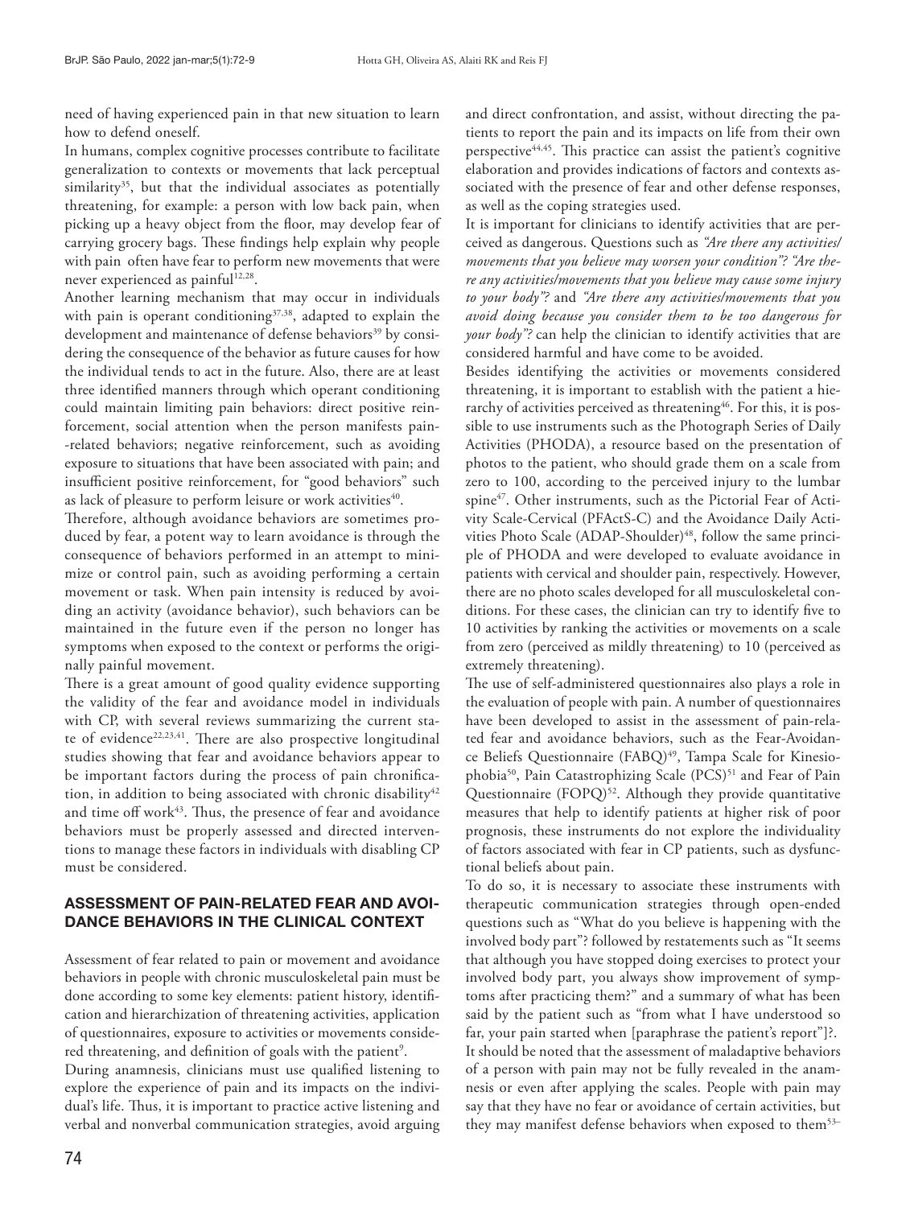need of having experienced pain in that new situation to learn how to defend oneself.

In humans, complex cognitive processes contribute to facilitate generalization to contexts or movements that lack perceptual similarity[35], but that the individual associates as potentially threatening, for example: a person with low back pain, when picking up a heavy object from the floor, may develop fear of carrying grocery bags. These findings help explain why people with pain often have fear to perform new movements that were never experienced as painful[12,28].

Another learning mechanism that may occur in individuals with pain is operant conditioning[37,38], adapted to explain the development and maintenance of defense behaviors[39] by considering the consequence of the behavior as future causes for how the individual tends to act in the future. Also, there are at least three identified manners through which operant conditioning could maintain limiting pain behaviors: direct positive reinforcement, social attention when the person manifests pain-related behaviors; negative reinforcement, such as avoiding exposure to situations that have been associated with pain; and insufficient positive reinforcement, for "good behaviors" such as lack of pleasure to perform leisure or work activities[40].

Therefore, although avoidance behaviors are sometimes produced by fear, a potent way to learn avoidance is through the consequence of behaviors performed in an attempt to minimize or control pain, such as avoiding performing a certain movement or task. When pain intensity is reduced by avoiding an activity (avoidance behavior), such behaviors can be maintained in the future even if the person no longer has symptoms when exposed to the context or performs the originally painful movement.

There is a great amount of good quality evidence supporting the validity of the fear and avoidance model in individuals with CP, with several reviews summarizing the current state of evidence[22,23,41]. There are also prospective longitudinal studies showing that fear and avoidance behaviors appear to be important factors during the process of pain chronification, in addition to being associated with chronic disability[42] and time off work[43]. Thus, the presence of fear and avoidance behaviors must be properly assessed and directed interventions to manage these factors in individuals with disabling CP must be considered.

## ASSESSMENT OF PAIN-RELATED FEAR AND AVOIDANCE BEHAVIORS IN THE CLINICAL CONTEXT

Assessment of fear related to pain or movement and avoidance behaviors in people with chronic musculoskeletal pain must be done according to some key elements: patient history, identification and hierarchization of threatening activities, application of questionnaires, exposure to activities or movements considered threatening, and definition of goals with the patient[9].

During anamnesis, clinicians must use qualified listening to explore the experience of pain and its impacts on the individual's life. Thus, it is important to practice active listening and verbal and nonverbal communication strategies, avoid arguing and direct confrontation, and assist, without directing the patients to report the pain and its impacts on life from their own perspective[44,45]. This practice can assist the patient's cognitive elaboration and provides indications of factors and contexts associated with the presence of fear and other defense responses, as well as the coping strategies used.

It is important for clinicians to identify activities that are perceived as dangerous. Questions such as *"Are there any activities/movements that you believe may worsen your condition"? "Are there any activities/movements that you believe may cause some injury to your body"?* and *"Are there any activities/movements that you avoid doing because you consider them to be too dangerous for your body"?* can help the clinician to identify activities that are considered harmful and have come to be avoided.

Besides identifying the activities or movements considered threatening, it is important to establish with the patient a hierarchy of activities perceived as threatening[46]. For this, it is possible to use instruments such as the Photograph Series of Daily Activities (PHODA), a resource based on the presentation of photos to the patient, who should grade them on a scale from zero to 100, according to the perceived injury to the lumbar spine[47]. Other instruments, such as the Pictorial Fear of Activity Scale-Cervical (PFActS-C) and the Avoidance Daily Activities Photo Scale (ADAP-Shoulder)[48], follow the same principle of PHODA and were developed to evaluate avoidance in patients with cervical and shoulder pain, respectively. However, there are no photo scales developed for all musculoskeletal conditions. For these cases, the clinician can try to identify five to 10 activities by ranking the activities or movements on a scale from zero (perceived as mildly threatening) to 10 (perceived as extremely threatening).

The use of self-administered questionnaires also plays a role in the evaluation of people with pain. A number of questionnaires have been developed to assist in the assessment of pain-related fear and avoidance behaviors, such as the Fear-Avoidance Beliefs Questionnaire (FABQ)[49], Tampa Scale for Kinesiophobia[50], Pain Catastrophizing Scale (PCS)[51] and Fear of Pain Questionnaire (FOPQ)[52]. Although they provide quantitative measures that help to identify patients at higher risk of poor prognosis, these instruments do not explore the individuality of factors associated with fear in CP patients, such as dysfunctional beliefs about pain.

To do so, it is necessary to associate these instruments with therapeutic communication strategies through open-ended questions such as "What do you believe is happening with the involved body part"? followed by restatements such as "It seems that although you have stopped doing exercises to protect your involved body part, you always show improvement of symptoms after practicing them?" and a summary of what has been said by the patient such as "from what I have understood so far, your pain started when [paraphrase the patient's report"]?.

It should be noted that the assessment of maladaptive behaviors of a person with pain may not be fully revealed in the anamnesis or even after applying the scales. People with pain may say that they have no fear or avoidance of certain activities, but they may manifest defense behaviors when exposed to them[53–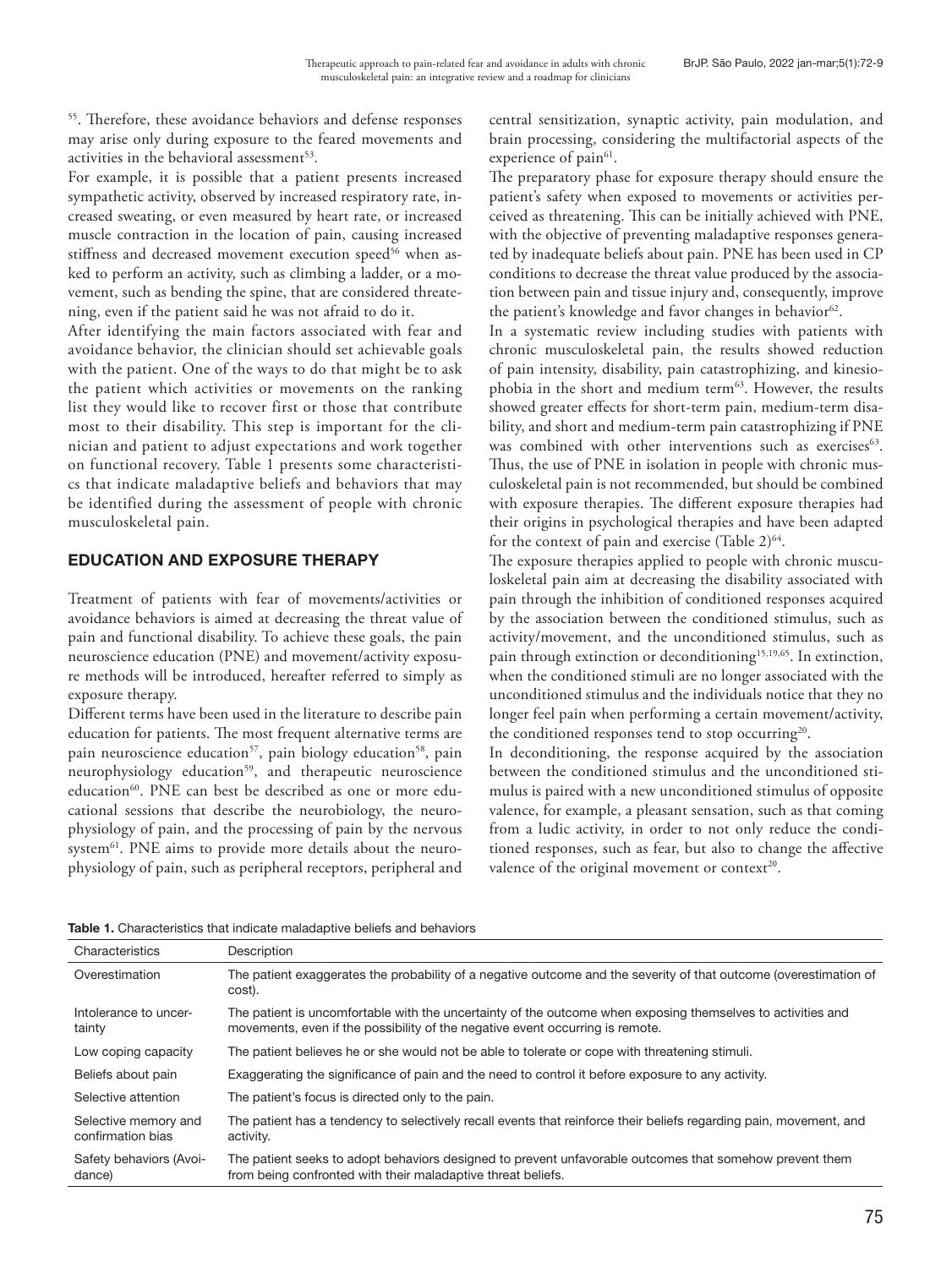[55]. Therefore, these avoidance behaviors and defense responses may arise only during exposure to the feared movements and activities in the behavioral assessment[53].

For example, it is possible that a patient presents increased sympathetic activity, observed by increased respiratory rate, increased sweating, or even measured by heart rate, or increased muscle contraction in the location of pain, causing increased stiffness and decreased movement execution speed[56] when asked to perform an activity, such as climbing a ladder, or a movement, such as bending the spine, that are considered threatening, even if the patient said he was not afraid to do it.

After identifying the main factors associated with fear and avoidance behavior, the clinician should set achievable goals with the patient. One of the ways to do that might be to ask the patient which activities or movements on the ranking list they would like to recover first or those that contribute most to their disability. This step is important for the clinician and patient to adjust expectations and work together on functional recovery. Table 1 presents some characteristics that indicate maladaptive beliefs and behaviors that may be identified during the assessment of people with chronic musculoskeletal pain.

## EDUCATION AND EXPOSURE THERAPY

Treatment of patients with fear of movements/activities or avoidance behaviors is aimed at decreasing the threat value of pain and functional disability. To achieve these goals, the pain neuroscience education (PNE) and movement/activity exposure methods will be introduced, hereafter referred to simply as exposure therapy.

Different terms have been used in the literature to describe pain education for patients. The most frequent alternative terms are pain neuroscience education[57], pain biology education[58], pain neurophysiology education[59], and therapeutic neuroscience education[60]. PNE can best be described as one or more educational sessions that describe the neurobiology, the neurophysiology of pain, and the processing of pain by the nervous system[61]. PNE aims to provide more details about the neurophysiology of pain, such as peripheral receptors, peripheral and central sensitization, synaptic activity, pain modulation, and brain processing, considering the multifactorial aspects of the experience of pain[61].

The preparatory phase for exposure therapy should ensure the patient's safety when exposed to movements or activities perceived as threatening. This can be initially achieved with PNE, with the objective of preventing maladaptive responses generated by inadequate beliefs about pain. PNE has been used in CP conditions to decrease the threat value produced by the association between pain and tissue injury and, consequently, improve the patient's knowledge and favor changes in behavior[62].

In a systematic review including studies with patients with chronic musculoskeletal pain, the results showed reduction of pain intensity, disability, pain catastrophizing, and kinesiophobia in the short and medium term[63]. However, the results showed greater effects for short-term pain, medium-term disability, and short and medium-term pain catastrophizing if PNE was combined with other interventions such as exercises[63]. Thus, the use of PNE in isolation in people with chronic musculoskeletal pain is not recommended, but should be combined with exposure therapies. The different exposure therapies had their origins in psychological therapies and have been adapted for the context of pain and exercise (Table 2)[64].

The exposure therapies applied to people with chronic musculoskeletal pain aim at decreasing the disability associated with pain through the inhibition of conditioned responses acquired by the association between the conditioned stimulus, such as activity/movement, and the unconditioned stimulus, such as pain through extinction or deconditioning[15,19,65]. In extinction, when the conditioned stimuli are no longer associated with the unconditioned stimulus and the individuals notice that they no longer feel pain when performing a certain movement/activity, the conditioned responses tend to stop occurring[20].

In deconditioning, the response acquired by the association between the conditioned stimulus and the unconditioned stimulus is paired with a new unconditioned stimulus of opposite valence, for example, a pleasant sensation, such as that coming from a ludic activity, in order to not only reduce the conditioned responses, such as fear, but also to change the affective valence of the original movement or context[20].

**Table 1.** Characteristics that indicate maladaptive beliefs and behaviors

| Characteristics | Description |
|---|---|
| Overestimation | The patient exaggerates the probability of a negative outcome and the severity of that outcome (overestimation of cost). |
| Intolerance to uncertainty | The patient is uncomfortable with the uncertainty of the outcome when exposing themselves to activities and movements, even if the possibility of the negative event occurring is remote. |
| Low coping capacity | The patient believes he or she would not be able to tolerate or cope with threatening stimuli. |
| Beliefs about pain | Exaggerating the significance of pain and the need to control it before exposure to any activity. |
| Selective attention | The patient's focus is directed only to the pain. |
| Selective memory and confirmation bias | The patient has a tendency to selectively recall events that reinforce their beliefs regarding pain, movement, and activity. |
| Safety behaviors (Avoidance) | The patient seeks to adopt behaviors designed to prevent unfavorable outcomes that somehow prevent them from being confronted with their maladaptive threat beliefs. |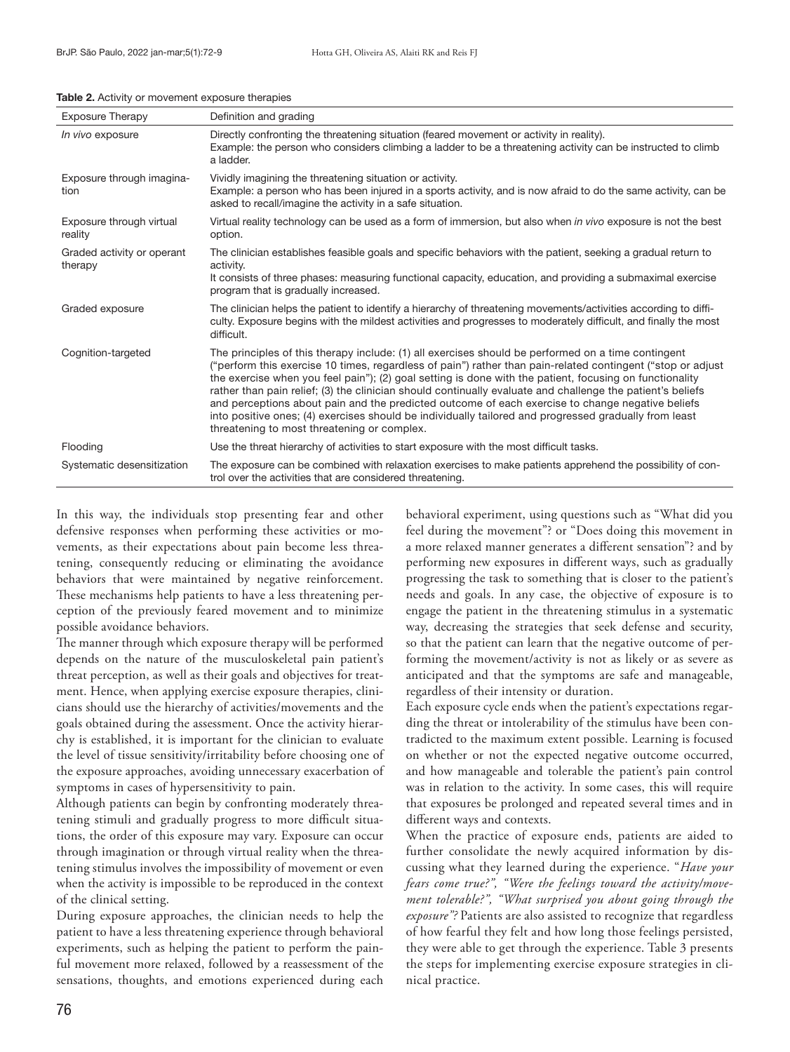**Table 2.** Activity or movement exposure therapies

| Exposure Therapy | Definition and grading |
| --- | --- |
| *In vivo* exposure | Directly confronting the threatening situation (feared movement or activity in reality). Example: the person who considers climbing a ladder to be a threatening activity can be instructed to climb a ladder. |
| Exposure through imagination | Vividly imagining the threatening situation or activity. Example: a person who has been injured in a sports activity, and is now afraid to do the same activity, can be asked to recall/imagine the activity in a safe situation. |
| Exposure through virtual reality | Virtual reality technology can be used as a form of immersion, but also when *in vivo* exposure is not the best option. |
| Graded activity or operant therapy | The clinician establishes feasible goals and specific behaviors with the patient, seeking a gradual return to activity. It consists of three phases: measuring functional capacity, education, and providing a submaximal exercise program that is gradually increased. |
| Graded exposure | The clinician helps the patient to identify a hierarchy of threatening movements/activities according to difficulty. Exposure begins with the mildest activities and progresses to moderately difficult, and finally the most difficult. |
| Cognition-targeted | The principles of this therapy include: (1) all exercises should be performed on a time contingent ("perform this exercise 10 times, regardless of pain") rather than pain-related contingent ("stop or adjust the exercise when you feel pain"); (2) goal setting is done with the patient, focusing on functionality rather than pain relief; (3) the clinician should continually evaluate and challenge the patient's beliefs and perceptions about pain and the predicted outcome of each exercise to change negative beliefs into positive ones; (4) exercises should be individually tailored and progressed gradually from least threatening to most threatening or complex. |
| Flooding | Use the threat hierarchy of activities to start exposure with the most difficult tasks. |
| Systematic desensitization | The exposure can be combined with relaxation exercises to make patients apprehend the possibility of control over the activities that are considered threatening. |

In this way, the individuals stop presenting fear and other defensive responses when performing these activities or movements, as their expectations about pain become less threatening, consequently reducing or eliminating the avoidance behaviors that were maintained by negative reinforcement. These mechanisms help patients to have a less threatening perception of the previously feared movement and to minimize possible avoidance behaviors.

The manner through which exposure therapy will be performed depends on the nature of the musculoskeletal pain patient's threat perception, as well as their goals and objectives for treatment. Hence, when applying exercise exposure therapies, clinicians should use the hierarchy of activities/movements and the goals obtained during the assessment. Once the activity hierarchy is established, it is important for the clinician to evaluate the level of tissue sensitivity/irritability before choosing one of the exposure approaches, avoiding unnecessary exacerbation of symptoms in cases of hypersensitivity to pain.

Although patients can begin by confronting moderately threatening stimuli and gradually progress to more difficult situations, the order of this exposure may vary. Exposure can occur through imagination or through virtual reality when the threatening stimulus involves the impossibility of movement or even when the activity is impossible to be reproduced in the context of the clinical setting.

During exposure approaches, the clinician needs to help the patient to have a less threatening experience through behavioral experiments, such as helping the patient to perform the painful movement more relaxed, followed by a reassessment of the sensations, thoughts, and emotions experienced during each behavioral experiment, using questions such as "What did you feel during the movement"? or "Does doing this movement in a more relaxed manner generates a different sensation"? and by performing new exposures in different ways, such as gradually progressing the task to something that is closer to the patient's needs and goals. In any case, the objective of exposure is to engage the patient in the threatening stimulus in a systematic way, decreasing the strategies that seek defense and security, so that the patient can learn that the negative outcome of performing the movement/activity is not as likely or as severe as anticipated and that the symptoms are safe and manageable, regardless of their intensity or duration.

Each exposure cycle ends when the patient's expectations regarding the threat or intolerability of the stimulus have been contradicted to the maximum extent possible. Learning is focused on whether or not the expected negative outcome occurred, and how manageable and tolerable the patient's pain control was in relation to the activity. In some cases, this will require that exposures be prolonged and repeated several times and in different ways and contexts.

When the practice of exposure ends, patients are aided to further consolidate the newly acquired information by discussing what they learned during the experience. "*Have your fears come true?", "Were the feelings toward the activity/movement tolerable?", "What surprised you about going through the exposure"?* Patients are also assisted to recognize that regardless of how fearful they felt and how long those feelings persisted, they were able to get through the experience. Table 3 presents the steps for implementing exercise exposure strategies in clinical practice.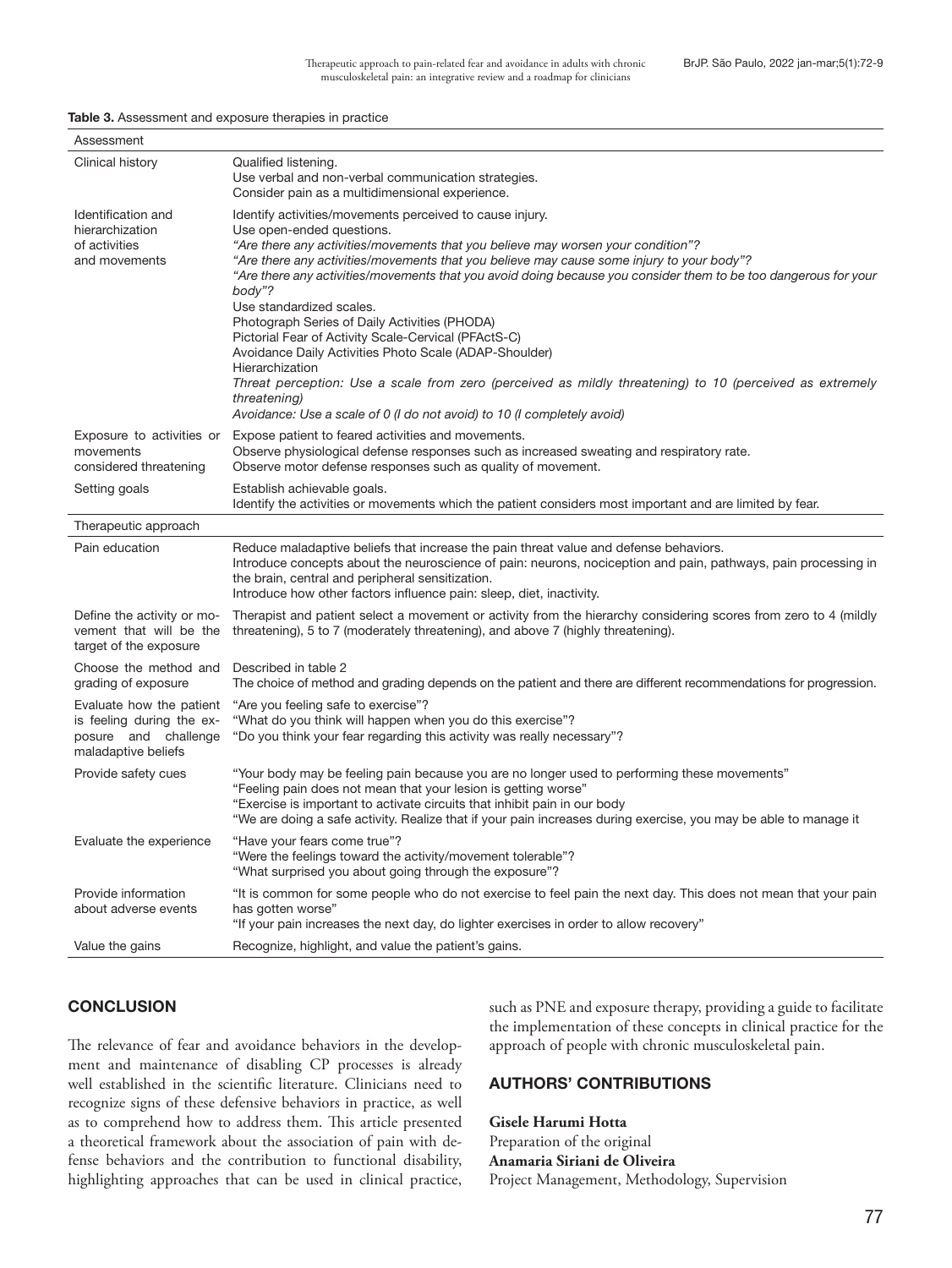**Table 3.** Assessment and exposure therapies in practice

| Assessment | |
|---|---|
| Clinical history | Qualified listening.<br>Use verbal and non-verbal communication strategies.<br>Consider pain as a multidimensional experience. |
| Identification and hierarchization of activities and movements | Identify activities/movements perceived to cause injury.<br>Use open-ended questions.<br>*"Are there any activities/movements that you believe may worsen your condition"?*<br>*"Are there any activities/movements that you believe may cause some injury to your body"?*<br>*"Are there any activities/movements that you avoid doing because you consider them to be too dangerous for your body"?*<br>Use standardized scales.<br>Photograph Series of Daily Activities (PHODA)<br>Pictorial Fear of Activity Scale-Cervical (PFActS-C)<br>Avoidance Daily Activities Photo Scale (ADAP-Shoulder)<br>Hierarchization<br>*Threat perception: Use a scale from zero (perceived as mildly threatening) to 10 (perceived as extremely threatening)*<br>*Avoidance: Use a scale of 0 (I do not avoid) to 10 (I completely avoid)* |
| Exposure to activities or movements considered threatening | Expose patient to feared activities and movements.<br>Observe physiological defense responses such as increased sweating and respiratory rate.<br>Observe motor defense responses such as quality of movement. |
| Setting goals | Establish achievable goals.<br>Identify the activities or movements which the patient considers most important and are limited by fear. |
| **Therapeutic approach** | |
| Pain education | Reduce maladaptive beliefs that increase the pain threat value and defense behaviors.<br>Introduce concepts about the neuroscience of pain: neurons, nociception and pain, pathways, pain processing in the brain, central and peripheral sensitization.<br>Introduce how other factors influence pain: sleep, diet, inactivity. |
| Define the activity or movement that will be the target of the exposure | Therapist and patient select a movement or activity from the hierarchy considering scores from zero to 4 (mildly threatening), 5 to 7 (moderately threatening), and above 7 (highly threatening). |
| Choose the method and grading of exposure | Described in table 2<br>The choice of method and grading depends on the patient and there are different recommendations for progression. |
| Evaluate how the patient is feeling during the exposure and challenge maladaptive beliefs | "Are you feeling safe to exercise"?<br>"What do you think will happen when you do this exercise"?<br>"Do you think your fear regarding this activity was really necessary"? |
| Provide safety cues | "Your body may be feeling pain because you are no longer used to performing these movements"<br>"Feeling pain does not mean that your lesion is getting worse"<br>"Exercise is important to activate circuits that inhibit pain in our body<br>"We are doing a safe activity. Realize that if your pain increases during exercise, you may be able to manage it |
| Evaluate the experience | "Have your fears come true"?<br>"Were the feelings toward the activity/movement tolerable"?<br>"What surprised you about going through the exposure"? |
| Provide information about adverse events | "It is common for some people who do not exercise to feel pain the next day. This does not mean that your pain has gotten worse"<br>"If your pain increases the next day, do lighter exercises in order to allow recovery" |
| Value the gains | Recognize, highlight, and value the patient's gains. |

## CONCLUSION

The relevance of fear and avoidance behaviors in the development and maintenance of disabling CP processes is already well established in the scientific literature. Clinicians need to recognize signs of these defensive behaviors in practice, as well as to comprehend how to address them. This article presented a theoretical framework about the association of pain with defense behaviors and the contribution to functional disability, highlighting approaches that can be used in clinical practice, such as PNE and exposure therapy, providing a guide to facilitate the implementation of these concepts in clinical practice for the approach of people with chronic musculoskeletal pain.

## AUTHORS' CONTRIBUTIONS

**Gisele Harumi Hotta**
Preparation of the original
**Anamaria Siriani de Oliveira**
Project Management, Methodology, Supervision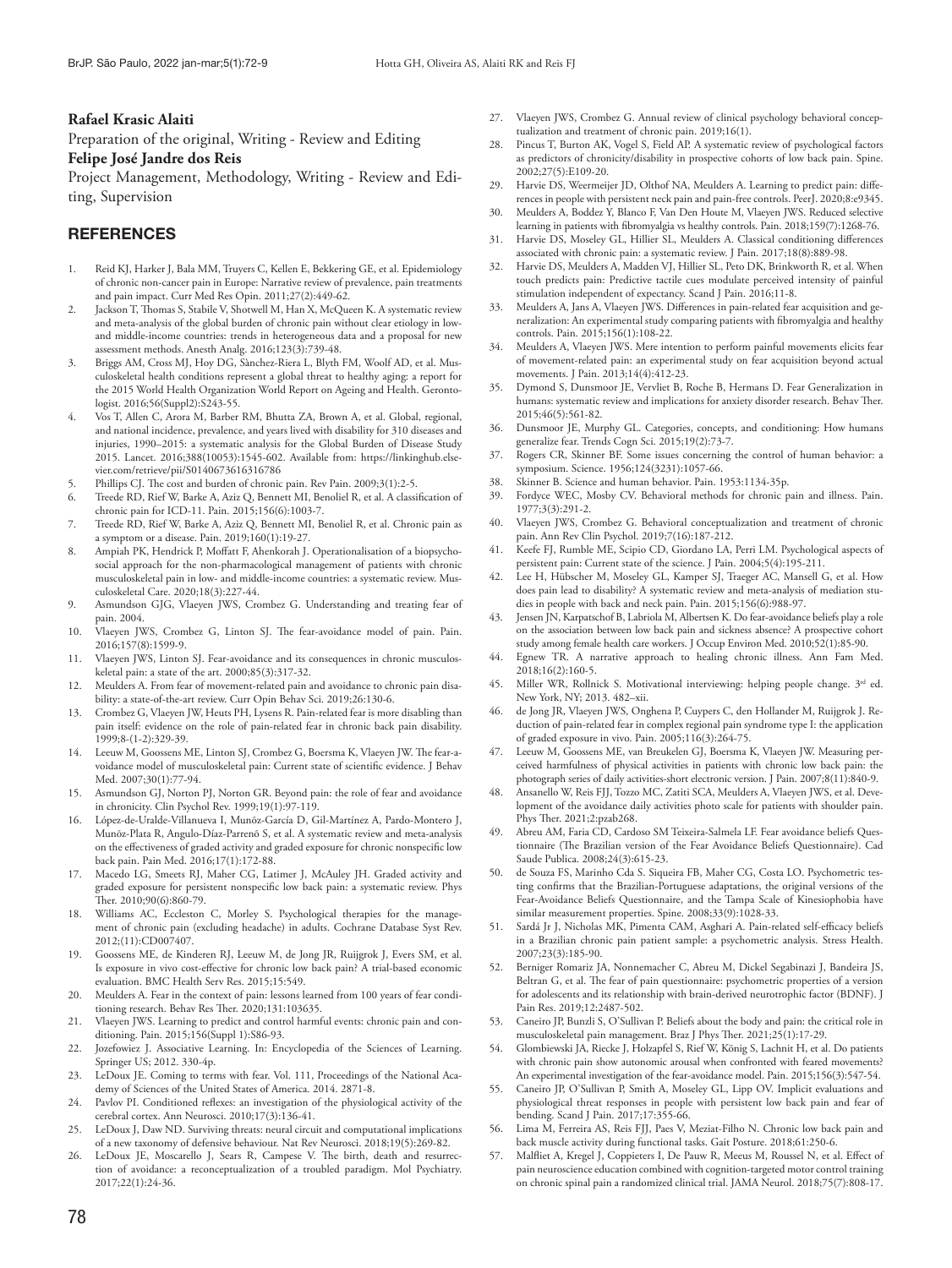**Rafael Krasic Alaiti**

Preparation of the original, Writing - Review and Editing

**Felipe José Jandre dos Reis**

Project Management, Methodology, Writing - Review and Editing, Supervision

## REFERENCES

1. Reid KJ, Harker J, Bala MM, Truyers C, Kellen E, Bekkering GE, et al. Epidemiology of chronic non-cancer pain in Europe: Narrative review of prevalence, pain treatments and pain impact. Curr Med Res Opin. 2011;27(2):449-62.
2. Jackson T, Thomas S, Stabile V, Shotwell M, Han X, McQueen K. A systematic review and meta-analysis of the global burden of chronic pain without clear etiology in low- and middle-income countries: trends in heterogeneous data and a proposal for new assessment methods. Anesth Analg. 2016;123(3):739-48.
3. Briggs AM, Cross MJ, Hoy DG, Sànchez-Riera L, Blyth FM, Woolf AD, et al. Musculoskeletal health conditions represent a global threat to healthy aging: a report for the 2015 World Health Organization World Report on Ageing and Health. Gerontologist. 2016;56(Suppl2):S243-55.
4. Vos T, Allen C, Arora M, Barber RM, Bhutta ZA, Brown A, et al. Global, regional, and national incidence, prevalence, and years lived with disability for 310 diseases and injuries, 1990–2015: a systematic analysis for the Global Burden of Disease Study 2015. Lancet. 2016;388(10053):1545-602. Available from: https://linkinghub.elsevier.com/retrieve/pii/S0140673616316786
5. Phillips CJ. The cost and burden of chronic pain. Rev Pain. 2009;3(1):2-5.
6. Treede RD, Rief W, Barke A, Aziz Q, Bennett MI, Benoliel R, et al. A classification of chronic pain for ICD-11. Pain. 2015;156(6):1003-7.
7. Treede RD, Rief W, Barke A, Aziz Q, Bennett MI, Benoliel R, et al. Chronic pain as a symptom or a disease. Pain. 2019;160(1):19-27.
8. Ampiah PK, Hendrick P, Moffatt F, Ahenkorah J. Operationalisation of a biopsychosocial approach for the non-pharmacological management of patients with chronic musculoskeletal pain in low- and middle-income countries: a systematic review. Musculoskeletal Care. 2020;18(3):227-44.
9. Asmundson GJG, Vlaeyen JWS, Crombez G. Understanding and treating fear of pain. 2004.
10. Vlaeyen JWS, Crombez G, Linton SJ. The fear-avoidance model of pain. Pain. 2016;157(8):1599-9.
11. Vlaeyen JWS, Linton SJ. Fear-avoidance and its consequences in chronic musculoskeletal pain: a state of the art. 2000;85(3):317-32.
12. Meulders A. From fear of movement-related pain and avoidance to chronic pain disability: a state-of-the-art review. Curr Opin Behav Sci. 2019;26:130-6.
13. Crombez G, Vlaeyen JW, Heuts PH, Lysens R. Pain-related fear is more disabling than pain itself: evidence on the role of pain-related fear in chronic back pain disability. 1999;8-(1-2):329-39.
14. Leeuw M, Goossens ME, Linton SJ, Crombez G, Boersma K, Vlaeyen JW. The fear-avoidance model of musculoskeletal pain: Current state of scientific evidence. J Behav Med. 2007;30(1):77-94.
15. Asmundson GJ, Norton PJ, Norton GR. Beyond pain: the role of fear and avoidance in chronicity. Clin Psychol Rev. 1999;19(1):97-119.
16. López-de-Uralde-Villanueva I, Munõz-García D, Gil-Martínez A, Pardo-Montero J, Munõz-Plata R, Angulo-Díaz-Parrenõ S, et al. A systematic review and meta-analysis on the effectiveness of graded activity and graded exposure for chronic nonspecific low back pain. Pain Med. 2016;17(1):172-88.
17. Macedo LG, Smeets RJ, Maher CG, Latimer J, McAuley JH. Graded activity and graded exposure for persistent nonspecific low back pain: a systematic review. Phys Ther. 2010;90(6):860-79.
18. Williams AC, Eccleston C, Morley S. Psychological therapies for the management of chronic pain (excluding headache) in adults. Cochrane Database Syst Rev. 2012;(11):CD007407.
19. Goossens ME, de Kinderen RJ, Leeuw M, de Jong JR, Ruijgrok J, Evers SM, et al. Is exposure in vivo cost-effective for chronic low back pain? A trial-based economic evaluation. BMC Health Serv Res. 2015;15:549.
20. Meulders A. Fear in the context of pain: lessons learned from 100 years of fear conditioning research. Behav Res Ther. 2020;131:103635.
21. Vlaeyen JWS. Learning to predict and control harmful events: chronic pain and conditioning. Pain. 2015;156(Suppl 1):S86-93.
22. Jozefowiez J. Associative Learning. In: Encyclopedia of the Sciences of Learning. Springer US; 2012. 330-4p.
23. LeDoux JE. Coming to terms with fear. Vol. 111, Proceedings of the National Academy of Sciences of the United States of America. 2014. 2871-8.
24. Pavlov PI. Conditioned reflexes: an investigation of the physiological activity of the cerebral cortex. Ann Neurosci. 2010;17(3):136-41.
25. LeDoux J, Daw ND. Surviving threats: neural circuit and computational implications of a new taxonomy of defensive behaviour. Nat Rev Neurosci. 2018;19(5):269-82.
26. LeDoux JE, Moscarello J, Sears R, Campese V. The birth, death and resurrection of avoidance: a reconceptualization of a troubled paradigm. Mol Psychiatry. 2017;22(1):24-36.
27. Vlaeyen JWS, Crombez G. Annual review of clinical psychology behavioral conceptualization and treatment of chronic pain. 2019;16(1).
28. Pincus T, Burton AK, Vogel S, Field AP. A systematic review of psychological factors as predictors of chronicity/disability in prospective cohorts of low back pain. Spine. 2002;27(5):E109-20.
29. Harvie DS, Weermeijer JD, Olthof NA, Meulders A. Learning to predict pain: differences in people with persistent neck pain and pain-free controls. PeerJ. 2020;8:e9345.
30. Meulders A, Boddez Y, Blanco F, Van Den Houte M, Vlaeyen JWS. Reduced selective learning in patients with fibromyalgia vs healthy controls. Pain. 2018;159(7):1268-76.
31. Harvie DS, Moseley GL, Hillier SL, Meulders A. Classical conditioning differences associated with chronic pain: a systematic review. J Pain. 2017;18(8):889-98.
32. Harvie DS, Meulders A, Madden VJ, Hillier SL, Peto DK, Brinkworth R, et al. When touch predicts pain: Predictive tactile cues modulate perceived intensity of painful stimulation independent of expectancy. Scand J Pain. 2016;11-8.
33. Meulders A, Jans A, Vlaeyen JWS. Differences in pain-related fear acquisition and generalization: An experimental study comparing patients with fibromyalgia and healthy controls. Pain. 2015;156(1):108-22.
34. Meulders A, Vlaeyen JWS. Mere intention to perform painful movements elicits fear of movement-related pain: an experimental study on fear acquisition beyond actual movements. J Pain. 2013;14(4):412-23.
35. Dymond S, Dunsmoor JE, Vervliet B, Roche B, Hermans D. Fear Generalization in humans: systematic review and implications for anxiety disorder research. Behav Ther. 2015;46(5):561-82.
36. Dunsmoor JE, Murphy GL. Categories, concepts, and conditioning: How humans generalize fear. Trends Cogn Sci. 2015;19(2):73-7.
37. Rogers CR, Skinner BF. Some issues concerning the control of human behavior: a symposium. Science. 1956;124(3231):1057-66.
38. Skinner B. Science and human behavior. Pain. 1953:1134-35p.
39. Fordyce WEC, Mosby CV. Behavioral methods for chronic pain and illness. Pain. 1977;3(3):291-2.
40. Vlaeyen JWS, Crombez G. Behavioral conceptualization and treatment of chronic pain. Ann Rev Clin Psychol. 2019;7(16):187-212.
41. Keefe FJ, Rumble ME, Scipio CD, Giordano LA, Perri LM. Psychological aspects of persistent pain: Current state of the science. J Pain. 2004;5(4):195-211.
42. Lee H, Hübscher M, Moseley GL, Kamper SJ, Traeger AC, Mansell G, et al. How does pain lead to disability? A systematic review and meta-analysis of mediation studies in people with back and neck pain. Pain. 2015;156(6):988-97.
43. Jensen JN, Karpatschof B, Labriola M, Albertsen K. Do fear-avoidance beliefs play a role on the association between low back pain and sickness absence? A prospective cohort study among female health care workers. J Occup Environ Med. 2010;52(1):85-90.
44. Egnew TR. A narrative approach to healing chronic illness. Ann Fam Med. 2018;16(2):160-5.
45. Miller WR, Rollnick S. Motivational interviewing: helping people change. 3rd ed. New York, NY; 2013. 482–xii.
46. de Jong JR, Vlaeyen JWS, Onghena P, Cuypers C, den Hollander M, Ruijgrok J. Reduction of pain-related fear in complex regional pain syndrome type I: the application of graded exposure in vivo. Pain. 2005;116(3):264-75.
47. Leeuw M, Goossens ME, van Breukelen GJ, Boersma K, Vlaeyen JW. Measuring perceived harmfulness of physical activities in patients with chronic low back pain: the photograph series of daily activities-short electronic version. J Pain. 2007;8(11):840-9.
48. Ansanello W, Reis FJJ, Tozzo MC, Zatiti SCA, Meulders A, Vlaeyen JWS, et al. Development of the avoidance daily activities photo scale for patients with shoulder pain. Phys Ther. 2021;2:pzab268.
49. Abreu AM, Faria CD, Cardoso SM Teixeira-Salmela LF. Fear avoidance beliefs Questionnaire (The Brazilian version of the Fear Avoidance Beliefs Questionnaire). Cad Saude Publica. 2008;24(3):615-23.
50. de Souza FS, Marinho Cda S. Siqueira FB, Maher CG, Costa LO. Psychometric testing confirms that the Brazilian-Portuguese adaptations, the original versions of the Fear-Avoidance Beliefs Questionnaire, and the Tampa Scale of Kinesiophobia have similar measurement properties. Spine. 2008;33(9):1028-33.
51. Sardá Jr J, Nicholas MK, Pimenta CAM, Asghari A. Pain-related self-efficacy beliefs in a Brazilian chronic pain patient sample: a psychometric analysis. Stress Health. 2007;23(3):185-90.
52. Berniger Romariz JA, Nonnemacher C, Abreu M, Dickel Segabinazi J, Bandeira JS, Beltran G, et al. The fear of pain questionnaire: psychometric properties of a version for adolescents and its relationship with brain-derived neurotrophic factor (BDNF). J Pain Res. 2019;12:2487-502.
53. Caneiro JP, Bunzli S, O'Sullivan P. Beliefs about the body and pain: the critical role in musculoskeletal pain management. Braz J Phys Ther. 2021;25(1):17-29.
54. Glombiewski JA, Riecke J, Holzapfel S, Rief W, König S, Lachnit H, et al. Do patients with chronic pain show autonomic arousal when confronted with feared movements? An experimental investigation of the fear-avoidance model. Pain. 2015;156(3):547-54.
55. Caneiro JP, O'Sullivan P, Smith A, Moseley GL, Lipp OV. Implicit evaluations and physiological threat responses in people with persistent low back pain and fear of bending. Scand J Pain. 2017;17:355-66.
56. Lima M, Ferreira AS, Reis FJJ, Paes V, Meziat-Filho N. Chronic low back pain and back muscle activity during functional tasks. Gait Posture. 2018;61:250-6.
57. Malfliet A, Kregel J, Coppieters I, De Pauw R, Meeus M, Roussel N, et al. Effect of pain neuroscience education combined with cognition-targeted motor control training on chronic spinal pain a randomized clinical trial. JAMA Neurol. 2018;75(7):808-17.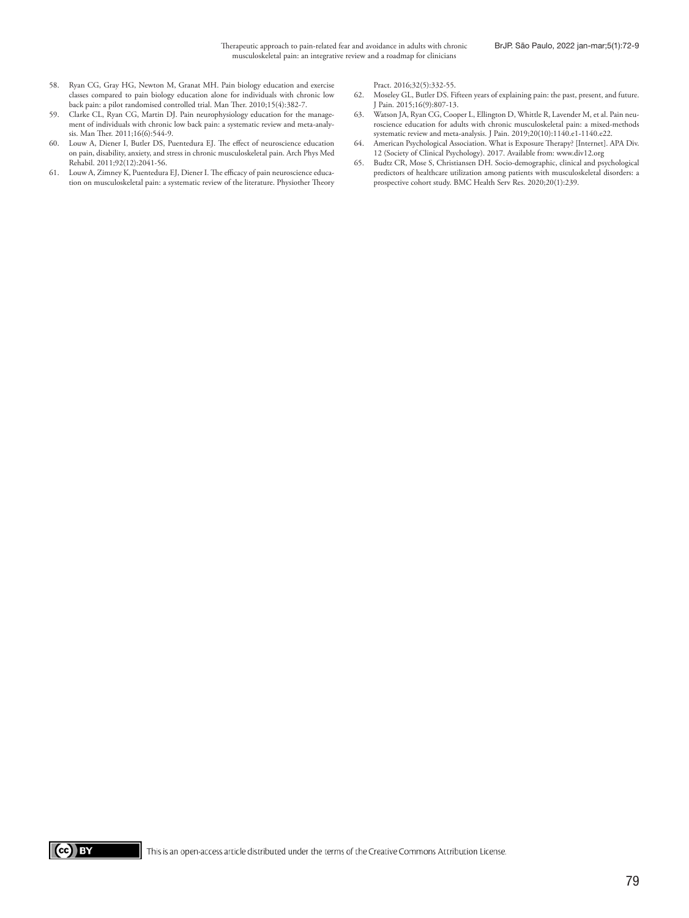58. Ryan CG, Gray HG, Newton M, Granat MH. Pain biology education and exercise classes compared to pain biology education alone for individuals with chronic low back pain: a pilot randomised controlled trial. Man Ther. 2010;15(4):382-7.
59. Clarke CL, Ryan CG, Martin DJ. Pain neurophysiology education for the management of individuals with chronic low back pain: a systematic review and meta-analysis. Man Ther. 2011;16(6):544-9.
60. Louw A, Diener I, Butler DS, Puentedura EJ. The effect of neuroscience education on pain, disability, anxiety, and stress in chronic musculoskeletal pain. Arch Phys Med Rehabil. 2011;92(12):2041-56.
61. Louw A, Zimney K, Puentedura EJ, Diener I. The efficacy of pain neuroscience education on musculoskeletal pain: a systematic review of the literature. Physiother Theory Pract. 2016;32(5):332-55.
62. Moseley GL, Butler DS. Fifteen years of explaining pain: the past, present, and future. J Pain. 2015;16(9):807-13.
63. Watson JA, Ryan CG, Cooper L, Ellington D, Whittle R, Lavender M, et al. Pain neuroscience education for adults with chronic musculoskeletal pain: a mixed-methods systematic review and meta-analysis. J Pain. 2019;20(10):1140.e1-1140.e22.
64. American Psychological Association. What is Exposure Therapy? [Internet]. APA Div. 12 (Society of Clinical Psychology). 2017. Available from: www.div12.org
65. Budtz CR, Mose S, Christiansen DH. Socio-demographic, clinical and psychological predictors of healthcare utilization among patients with musculoskeletal disorders: a prospective cohort study. BMC Health Serv Res. 2020;20(1):239.

This is an open-access article distributed under the terms of the Creative Commons Attribution License.